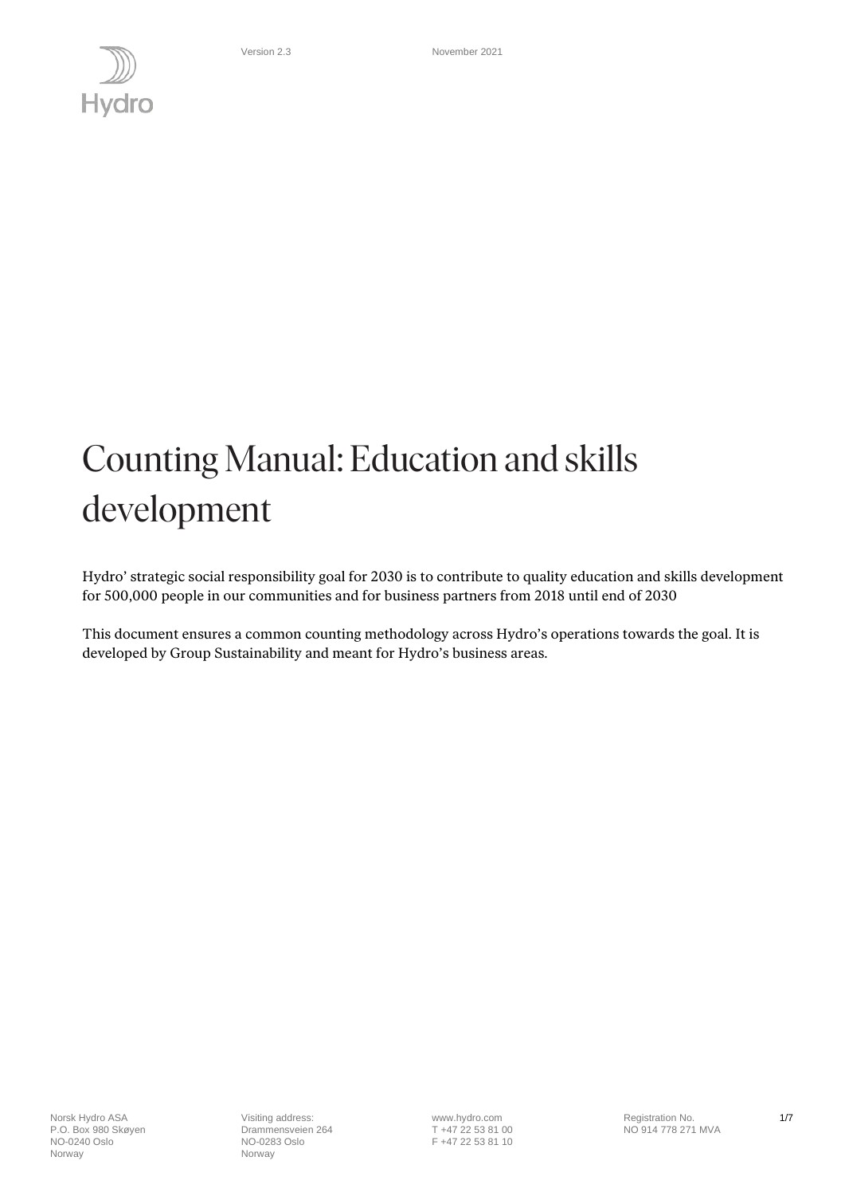Version 2.3 November 2021

# Counting Manual: Education and skills development

Hydro' strategic social responsibility goal for 2030 is to contribute to quality education and skills development for 500,000 people in our communities and for business partners from 2018 until end of 2030

This document ensures a common counting methodology across Hydro's operations towards the goal. It is developed by Group Sustainability and meant for Hydro's business areas.

Norsk Hydro ASA
P.O. Box 980 Skøyen
NO-0240 Oslo
Norway

Visiting address:
Drammensveien 264
NO-0283 Oslo
Norway

www.hydro.com
T +47 22 53 81 00
F +47 22 53 81 10

Registration No.
NO 914 778 271 MVA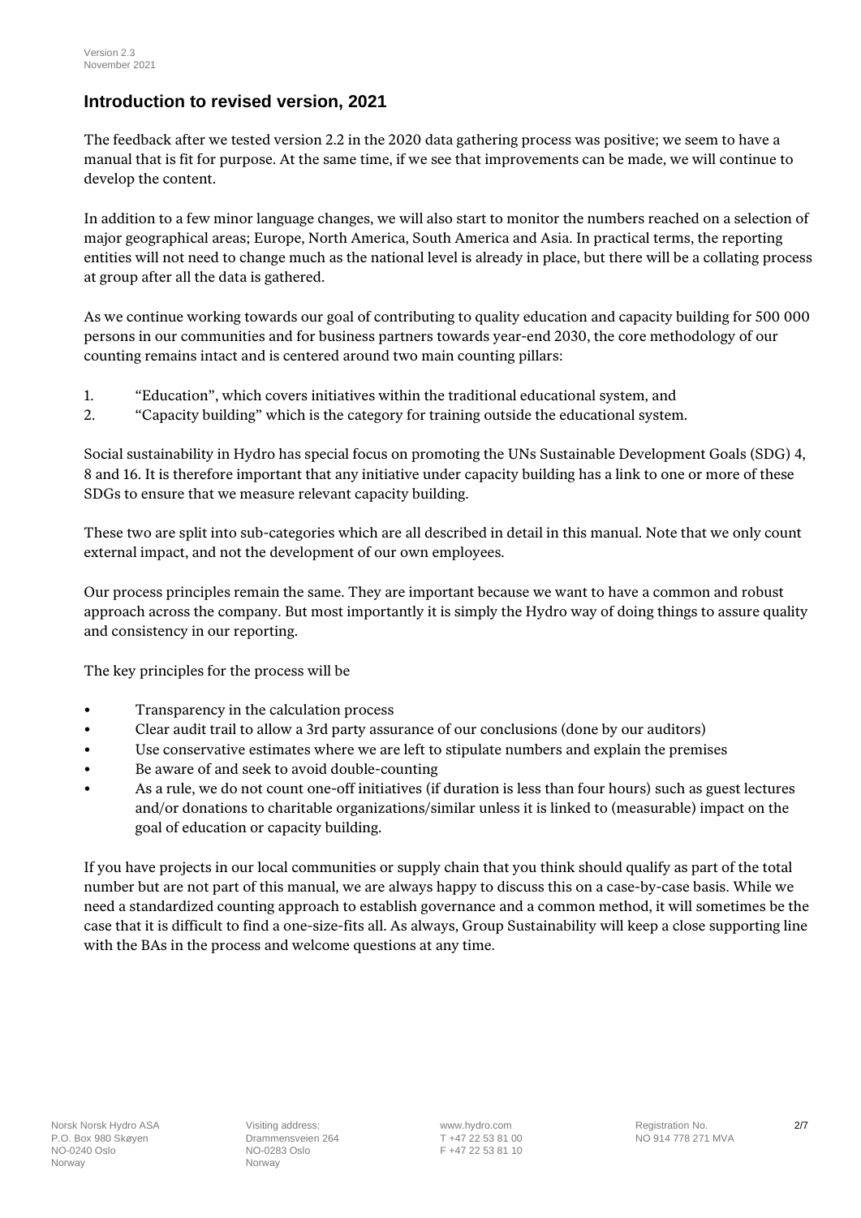Version 2.3
November 2021

## Introduction to revised version, 2021

The feedback after we tested version 2.2 in the 2020 data gathering process was positive; we seem to have a manual that is fit for purpose. At the same time, if we see that improvements can be made, we will continue to develop the content.

In addition to a few minor language changes, we will also start to monitor the numbers reached on a selection of major geographical areas; Europe, North America, South America and Asia. In practical terms, the reporting entities will not need to change much as the national level is already in place, but there will be a collating process at group after all the data is gathered.

As we continue working towards our goal of contributing to quality education and capacity building for 500 000 persons in our communities and for business partners towards year-end 2030, the core methodology of our counting remains intact and is centered around two main counting pillars:

1. "Education", which covers initiatives within the traditional educational system, and
2. "Capacity building" which is the category for training outside the educational system.

Social sustainability in Hydro has special focus on promoting the UNs Sustainable Development Goals (SDG) 4, 8 and 16. It is therefore important that any initiative under capacity building has a link to one or more of these SDGs to ensure that we measure relevant capacity building.

These two are split into sub-categories which are all described in detail in this manual. Note that we only count external impact, and not the development of our own employees.

Our process principles remain the same. They are important because we want to have a common and robust approach across the company. But most importantly it is simply the Hydro way of doing things to assure quality and consistency in our reporting.

The key principles for the process will be

- Transparency in the calculation process
- Clear audit trail to allow a 3rd party assurance of our conclusions (done by our auditors)
- Use conservative estimates where we are left to stipulate numbers and explain the premises
- Be aware of and seek to avoid double-counting
- As a rule, we do not count one-off initiatives (if duration is less than four hours) such as guest lectures and/or donations to charitable organizations/similar unless it is linked to (measurable) impact on the goal of education or capacity building.

If you have projects in our local communities or supply chain that you think should qualify as part of the total number but are not part of this manual, we are always happy to discuss this on a case-by-case basis. While we need a standardized counting approach to establish governance and a common method, it will sometimes be the case that it is difficult to find a one-size-fits all. As always, Group Sustainability will keep a close supporting line with the BAs in the process and welcome questions at any time.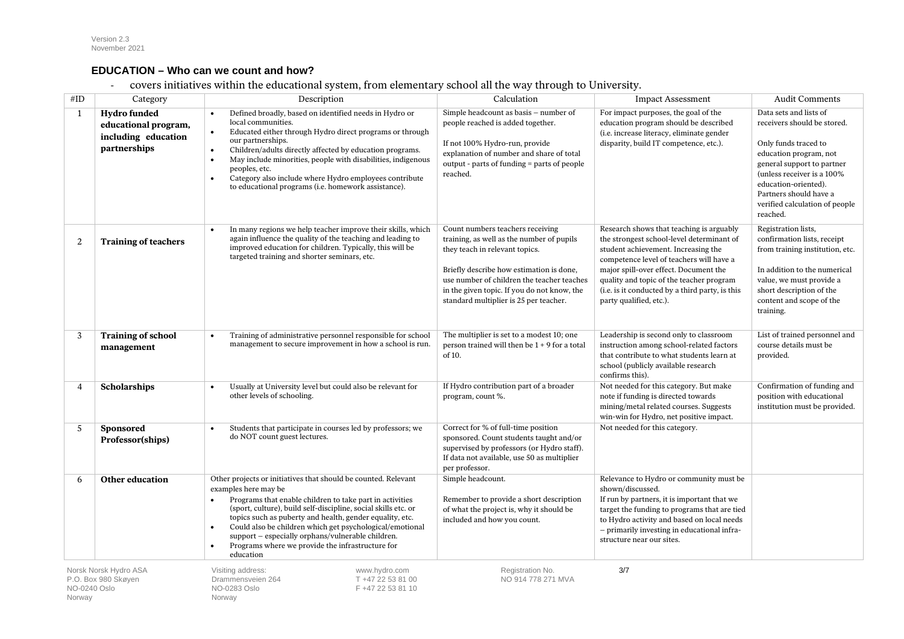Version 2.3
November 2021

## EDUCATION – Who can we count and how?

- covers initiatives within the educational system, from elementary school all the way through to University.

| #ID | Category | Description | Calculation | Impact Assessment | Audit Comments |
|---|---|---|---|---|---|
| 1 | **Hydro funded educational program, including education partnerships** | • Defined broadly, based on identified needs in Hydro or local communities.<br>• Educated either through Hydro direct programs or through our partnerships.<br>• Children/adults directly affected by education programs.<br>• May include minorities, people with disabilities, indigenous peoples, etc.<br>• Category also include where Hydro employees contribute to educational programs (i.e. homework assistance). | Simple headcount as basis – number of people reached is added together.<br><br>If not 100% Hydro-run, provide explanation of number and share of total output - parts of funding = parts of people reached. | For impact purposes, the goal of the education program should be described (i.e. increase literacy, eliminate gender disparity, build IT competence, etc.). | Data sets and lists of receivers should be stored.<br><br>Only funds traced to education program, not general support to partner (unless receiver is a 100% education-oriented). Partners should have a verified calculation of people reached. |
| 2 | **Training of teachers** | • In many regions we help teacher improve their skills, which again influence the quality of the teaching and leading to improved education for children. Typically, this will be targeted training and shorter seminars, etc. | Count numbers teachers receiving training, as well as the number of pupils they teach in relevant topics.<br><br>Briefly describe how estimation is done, use number of children the teacher teaches in the given topic. If you do not know, the standard multiplier is 25 per teacher. | Research shows that teaching is arguably the strongest school-level determinant of student achievement. Increasing the competence level of teachers will have a major spill-over effect. Document the quality and topic of the teacher program (i.e. is it conducted by a third party, is this party qualified, etc.). | Registration lists, confirmation lists, receipt from training institution, etc.<br><br>In addition to the numerical value, we must provide a short description of the content and scope of the training. |
| 3 | **Training of school management** | • Training of administrative personnel responsible for school management to secure improvement in how a school is run. | The multiplier is set to a modest 10; one person trained will then be 1 + 9 for a total of 10. | Leadership is second only to classroom instruction among school-related factors that contribute to what students learn at school (publicly available research confirms this). | List of trained personnel and course details must be provided. |
| 4 | **Scholarships** | • Usually at University level but could also be relevant for other levels of schooling. | If Hydro contribution part of a broader program, count %. | Not needed for this category. But make note if funding is directed towards mining/metal related courses. Suggests win-win for Hydro, net positive impact. | Confirmation of funding and position with educational institution must be provided. |
| 5 | **Sponsored Professor(ships)** | • Students that participate in courses led by professors; we do NOT count guest lectures. | Correct for % of full-time position sponsored. Count students taught and/or supervised by professors (or Hydro staff). If data not available, use 50 as multiplier per professor. | Not needed for this category. | |
| 6 | **Other education** | Other projects or initiatives that should be counted. Relevant examples here may be<br>• Programs that enable children to take part in activities (sport, culture), build self-discipline, social skills etc. or topics such as puberty and health, gender equality, etc.<br>• Could also be children which get psychological/emotional support – especially orphans/vulnerable children.<br>• Programs where we provide the infrastructure for education | Simple headcount.<br><br>Remember to provide a short description of what the project is, why it should be included and how you count. | Relevance to Hydro or community must be shown/discussed.<br>If run by partners, it is important that we target the funding to programs that are tied to Hydro activity and based on local needs – primarily investing in educational infra-structure near our sites. | |

Norsk Norsk Hydro ASA
P.O. Box 980 Skøyen
NO-0240 Oslo
Norway

Visiting address:
Drammensveien 264
NO-0283 Oslo
Norway

www.hydro.com
T +47 22 53 81 00
F +47 22 53 81 10

Registration No.
NO 914 778 271 MVA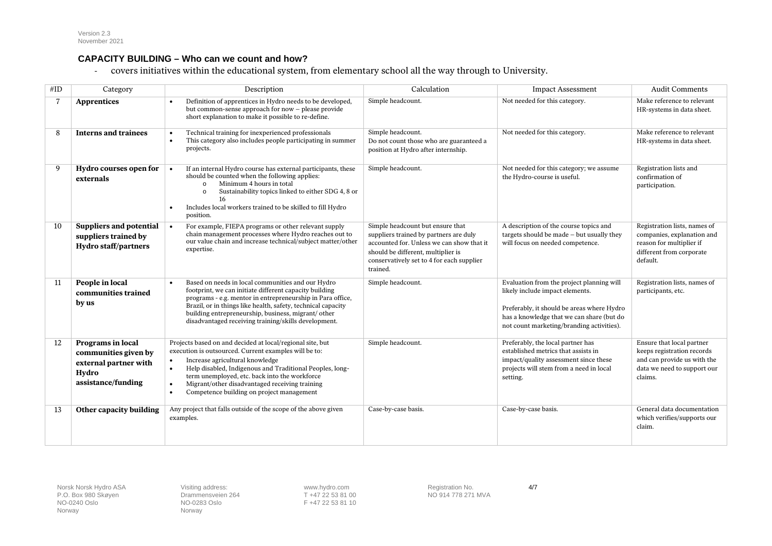Version 2.3
November 2021

## CAPACITY BUILDING – Who can we count and how?

- covers initiatives within the educational system, from elementary school all the way through to University.

| #ID | Category | Description | Calculation | Impact Assessment | Audit Comments |
|---|---|---|---|---|---|
| 7 | **Apprentices** | • Definition of apprentices in Hydro needs to be developed, but common-sense approach for now – please provide short explanation to make it possible to re-define. | Simple headcount. | Not needed for this category. | Make reference to relevant HR-systems in data sheet. |
| 8 | **Interns and trainees** | • Technical training for inexperienced professionals<br>• This category also includes people participating in summer projects. | Simple headcount.<br>Do not count those who are guaranteed a position at Hydro after internship. | Not needed for this category. | Make reference to relevant HR-systems in data sheet. |
| 9 | **Hydro courses open for externals** | • If an internal Hydro course has external participants, these should be counted when the following applies:<br>o Minimum 4 hours in total<br>o Sustainability topics linked to either SDG 4, 8 or 16<br>• Includes local workers trained to be skilled to fill Hydro position. | Simple headcount. | Not needed for this category; we assume the Hydro-course is useful. | Registration lists and confirmation of participation. |
| 10 | **Suppliers and potential suppliers trained by Hydro staff/partners** | • For example, FIEPA programs or other relevant supply chain management processes where Hydro reaches out to our value chain and increase technical/subject matter/other expertise. | Simple headcount but ensure that suppliers trained by partners are duly accounted for. Unless we can show that it should be different, multiplier is conservatively set to 4 for each supplier trained. | A description of the course topics and targets should be made – but usually they will focus on needed competence. | Registration lists, names of companies, explanation and reason for multiplier if different from corporate default. |
| 11 | **People in local communities trained by us** | • Based on needs in local communities and our Hydro footprint, we can initiate different capacity building programs - e.g. mentor in entrepreneurship in Para office, Brazil, or in things like health, safety, technical capacity building entrepreneurship, business, migrant/ other disadvantaged receiving training/skills development. | Simple headcount. | Evaluation from the project planning will likely include impact elements.<br><br>Preferably, it should be areas where Hydro has a knowledge that we can share (but do not count marketing/branding activities). | Registration lists, names of participants, etc. |
| 12 | **Programs in local communities given by external partner with Hydro assistance/funding** | Projects based on and decided at local/regional site, but execution is outsourced. Current examples will be to:<br>• Increase agricultural knowledge<br>• Help disabled, Indigenous and Traditional Peoples, long-term unemployed, etc. back into the workforce<br>• Migrant/other disadvantaged receiving training<br>• Competence building on project management | Simple headcount. | Preferably, the local partner has established metrics that assists in impact/quality assessment since these projects will stem from a need in local setting. | Ensure that local partner keeps registration records and can provide us with the data we need to support our claims. |
| 13 | **Other capacity building** | Any project that falls outside of the scope of the above given examples. | Case-by-case basis. | Case-by-case basis. | General data documentation which verifies/supports our claim. |

Norsk Norsk Hydro ASA
P.O. Box 980 Skøyen
NO-0240 Oslo
Norway

Visiting address:
Drammensveien 264
NO-0283 Oslo
Norway

www.hydro.com
T +47 22 53 81 00
F +47 22 53 81 10

Registration No.
NO 914 778 271 MVA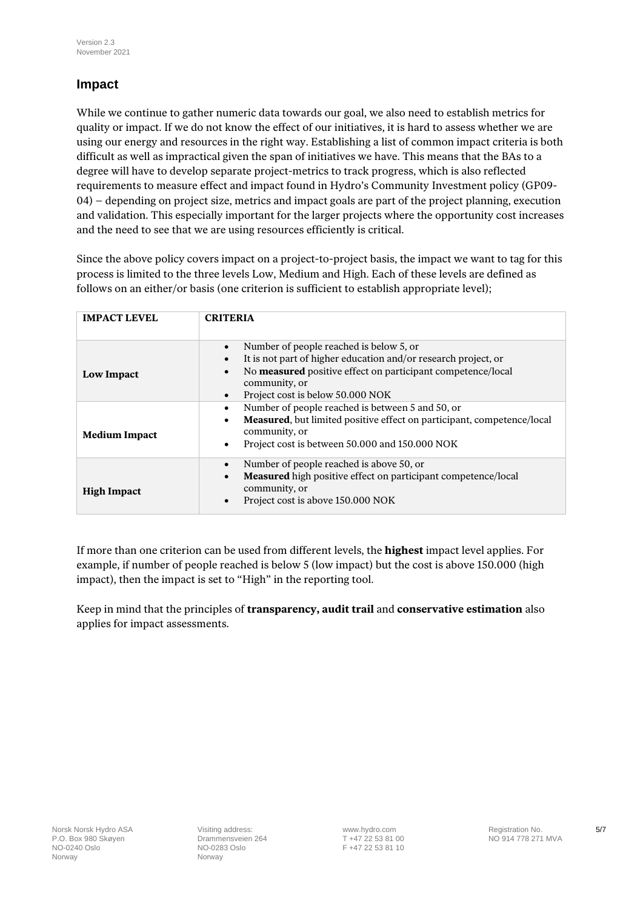## Impact

While we continue to gather numeric data towards our goal, we also need to establish metrics for quality or impact. If we do not know the effect of our initiatives, it is hard to assess whether we are using our energy and resources in the right way. Establishing a list of common impact criteria is both difficult as well as impractical given the span of initiatives we have. This means that the BAs to a degree will have to develop separate project-metrics to track progress, which is also reflected requirements to measure effect and impact found in Hydro's Community Investment policy (GP09-04) – depending on project size, metrics and impact goals are part of the project planning, execution and validation. This especially important for the larger projects where the opportunity cost increases and the need to see that we are using resources efficiently is critical.

Since the above policy covers impact on a project-to-project basis, the impact we want to tag for this process is limited to the three levels Low, Medium and High. Each of these levels are defined as follows on an either/or basis (one criterion is sufficient to establish appropriate level);

| IMPACT LEVEL | CRITERIA |
|---|---|
| **Low Impact** | • Number of people reached is below 5, or<br>• It is not part of higher education and/or research project, or<br>• No **measured** positive effect on participant competence/local community, or<br>• Project cost is below 50.000 NOK |
| **Medium Impact** | • Number of people reached is between 5 and 50, or<br>• **Measured**, but limited positive effect on participant, competence/local community, or<br>• Project cost is between 50.000 and 150.000 NOK |
| **High Impact** | • Number of people reached is above 50, or<br>• **Measured** high positive effect on participant competence/local community, or<br>• Project cost is above 150.000 NOK |

If more than one criterion can be used from different levels, the **highest** impact level applies. For example, if number of people reached is below 5 (low impact) but the cost is above 150.000 (high impact), then the impact is set to "High" in the reporting tool.

Keep in mind that the principles of **transparency, audit trail** and **conservative estimation** also applies for impact assessments.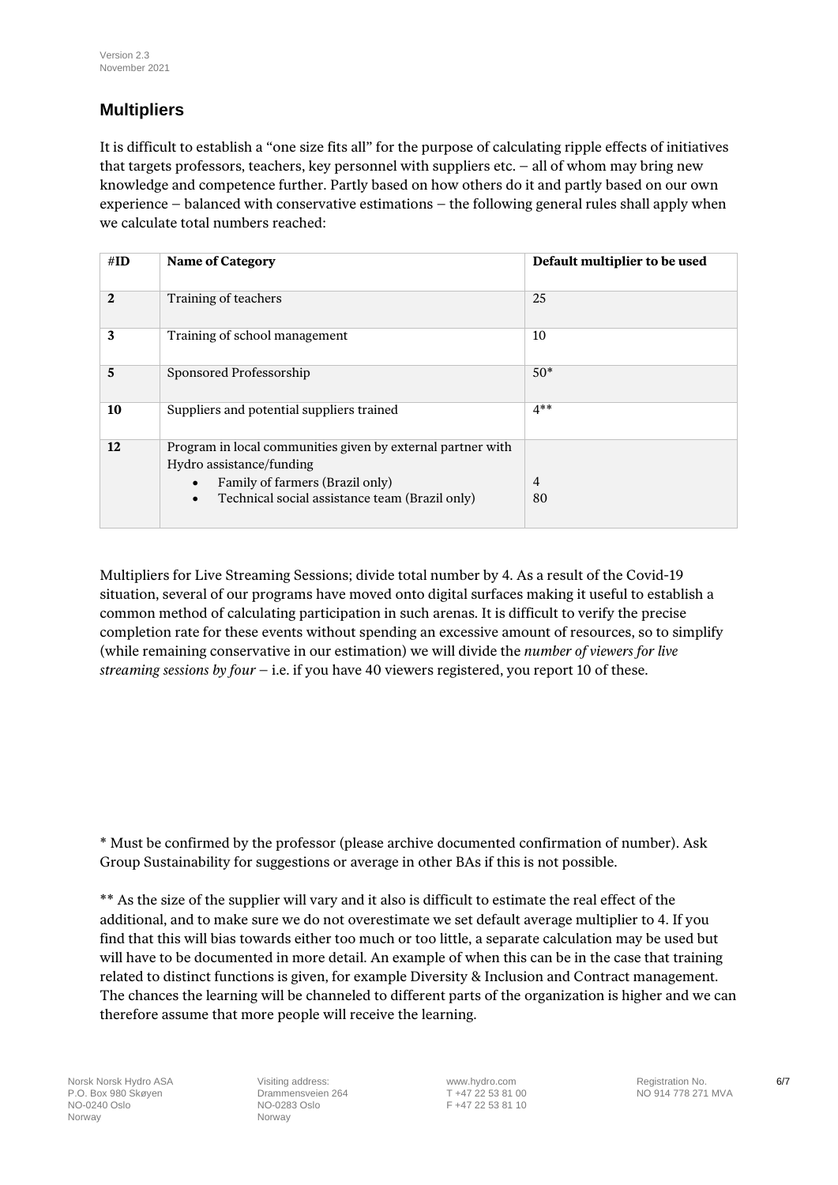## Multipliers

It is difficult to establish a "one size fits all" for the purpose of calculating ripple effects of initiatives that targets professors, teachers, key personnel with suppliers etc. – all of whom may bring new knowledge and competence further. Partly based on how others do it and partly based on our own experience – balanced with conservative estimations – the following general rules shall apply when we calculate total numbers reached:

| #ID | Name of Category | Default multiplier to be used |
|---|---|---|
| **2** | Training of teachers | 25 |
| **3** | Training of school management | 10 |
| **5** | Sponsored Professorship | 50* |
| **10** | Suppliers and potential suppliers trained | 4** |
| **12** | Program in local communities given by external partner with Hydro assistance/funding<br>• Family of farmers (Brazil only)<br>• Technical social assistance team (Brazil only) | <br>4<br>80 |

Multipliers for Live Streaming Sessions; divide total number by 4. As a result of the Covid-19 situation, several of our programs have moved onto digital surfaces making it useful to establish a common method of calculating participation in such arenas. It is difficult to verify the precise completion rate for these events without spending an excessive amount of resources, so to simplify (while remaining conservative in our estimation) we will divide the *number of viewers for live streaming sessions by four* – i.e. if you have 40 viewers registered, you report 10 of these.

* Must be confirmed by the professor (please archive documented confirmation of number). Ask Group Sustainability for suggestions or average in other BAs if this is not possible.

** As the size of the supplier will vary and it also is difficult to estimate the real effect of the additional, and to make sure we do not overestimate we set default average multiplier to 4. If you find that this will bias towards either too much or too little, a separate calculation may be used but will have to be documented in more detail. An example of when this can be in the case that training related to distinct functions is given, for example Diversity & Inclusion and Contract management. The chances the learning will be channeled to different parts of the organization is higher and we can therefore assume that more people will receive the learning.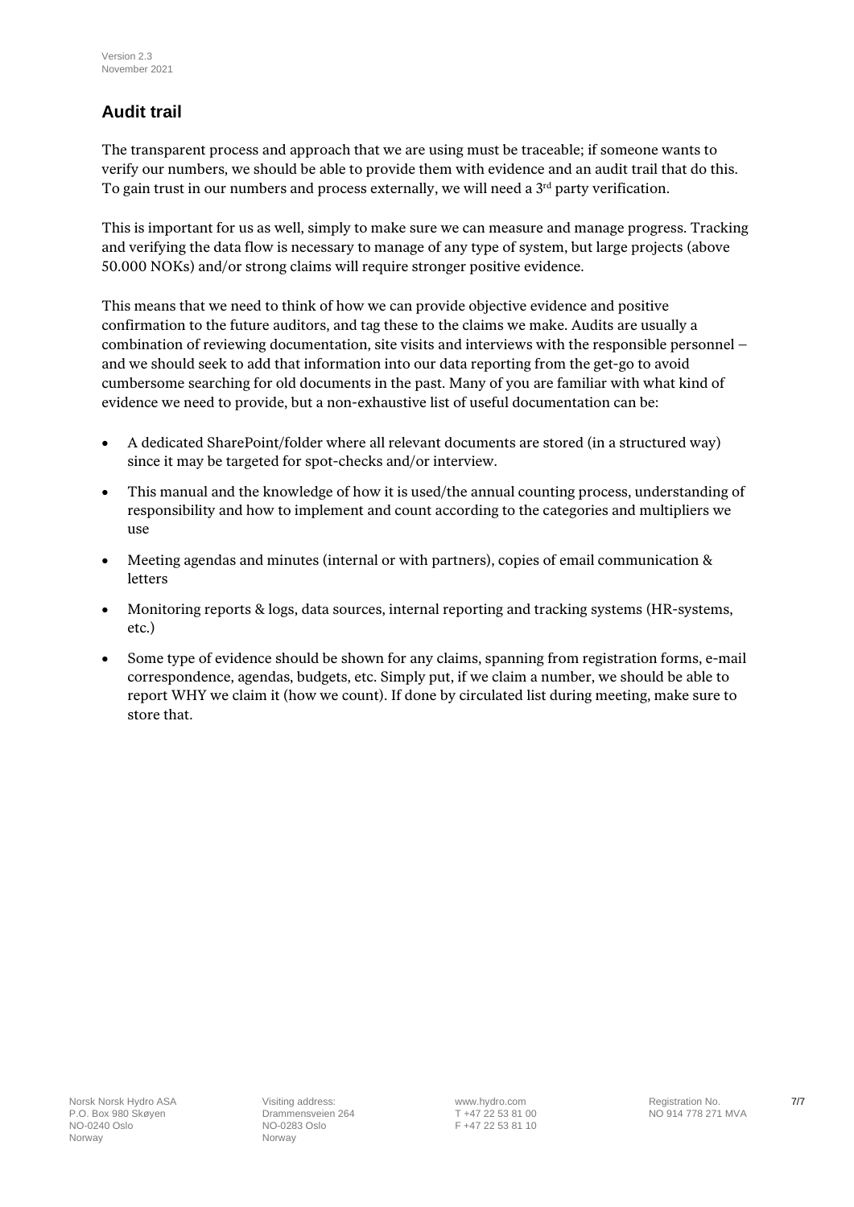## Audit trail

The transparent process and approach that we are using must be traceable; if someone wants to verify our numbers, we should be able to provide them with evidence and an audit trail that do this. To gain trust in our numbers and process externally, we will need a 3rd party verification.

This is important for us as well, simply to make sure we can measure and manage progress. Tracking and verifying the data flow is necessary to manage of any type of system, but large projects (above 50.000 NOKs) and/or strong claims will require stronger positive evidence.

This means that we need to think of how we can provide objective evidence and positive confirmation to the future auditors, and tag these to the claims we make. Audits are usually a combination of reviewing documentation, site visits and interviews with the responsible personnel – and we should seek to add that information into our data reporting from the get-go to avoid cumbersome searching for old documents in the past. Many of you are familiar with what kind of evidence we need to provide, but a non-exhaustive list of useful documentation can be:

- A dedicated SharePoint/folder where all relevant documents are stored (in a structured way) since it may be targeted for spot-checks and/or interview.
- This manual and the knowledge of how it is used/the annual counting process, understanding of responsibility and how to implement and count according to the categories and multipliers we use
- Meeting agendas and minutes (internal or with partners), copies of email communication & letters
- Monitoring reports & logs, data sources, internal reporting and tracking systems (HR-systems, etc.)
- Some type of evidence should be shown for any claims, spanning from registration forms, e-mail correspondence, agendas, budgets, etc. Simply put, if we claim a number, we should be able to report WHY we claim it (how we count). If done by circulated list during meeting, make sure to store that.